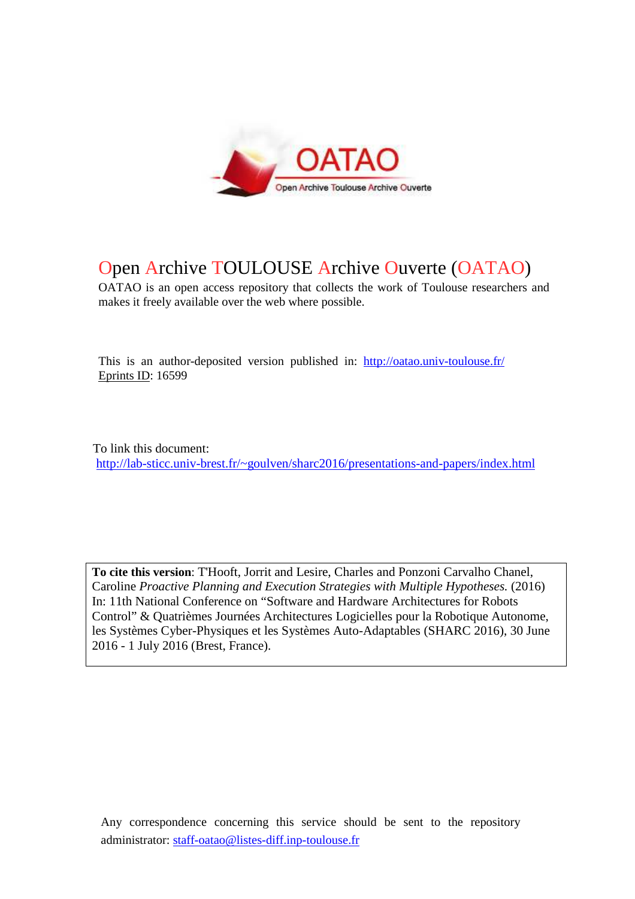# Open Archive TOULOUSE Archive Ouverte (OATAO)

OATAO is an open access repository that collects the work of Toulouse researchers and makes it freely available over the web where possible.

This is an author-deposited version published in: http://oatao.univ-toulouse.fr/
Eprints ID: 16599

To link this document:
http://lab-sticc.univ-brest.fr/~goulven/sharc2016/presentations-and-papers/index.html

**To cite this version**: T'Hooft, Jorrit and Lesire, Charles and Ponzoni Carvalho Chanel, Caroline *Proactive Planning and Execution Strategies with Multiple Hypotheses.* (2016) In: 11th National Conference on "Software and Hardware Architectures for Robots Control" & Quatrièmes Journées Architectures Logicielles pour la Robotique Autonome, les Systèmes Cyber-Physiques et les Systèmes Auto-Adaptables (SHARC 2016), 30 June 2016 - 1 July 2016 (Brest, France).

Any correspondence concerning this service should be sent to the repository administrator: staff-oatao@listes-diff.inp-toulouse.fr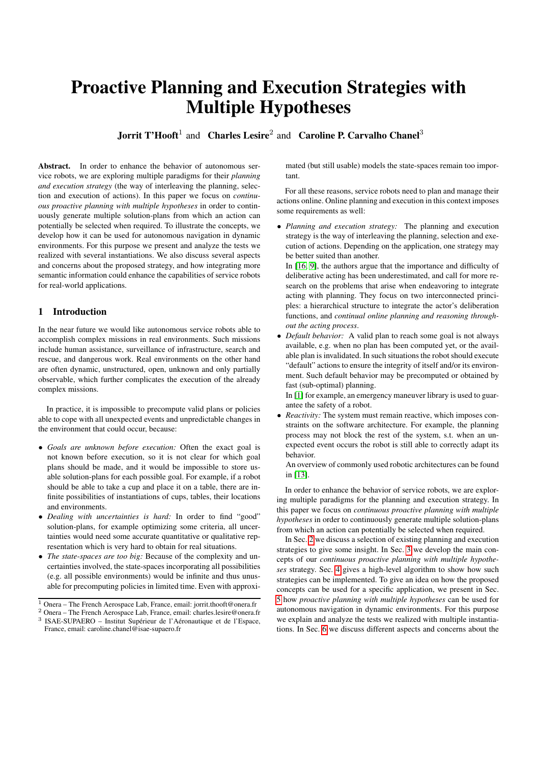# Proactive Planning and Execution Strategies with Multiple Hypotheses

**Jorrit T'Hooft**[1] and **Charles Lesire**[2] and **Caroline P. Carvalho Chanel**[3]

**Abstract.** In order to enhance the behavior of autonomous service robots, we are exploring multiple paradigms for their *planning and execution strategy* (the way of interleaving the planning, selection and execution of actions). In this paper we focus on *continuous proactive planning with multiple hypotheses* in order to continuously generate multiple solution-plans from which an action can potentially be selected when required. To illustrate the concepts, we develop how it can be used for autonomous navigation in dynamic environments. For this purpose we present and analyze the tests we realized with several instantiations. We also discuss several aspects and concerns about the proposed strategy, and how integrating more semantic information could enhance the capabilities of service robots for real-world applications.

## 1 Introduction

In the near future we would like autonomous service robots able to accomplish complex missions in real environments. Such missions include human assistance, surveillance of infrastructure, search and rescue, and dangerous work. Real environments on the other hand are often dynamic, unstructured, open, unknown and only partially observable, which further complicates the execution of the already complex missions.

In practice, it is impossible to precompute valid plans or policies able to cope with all unexpected events and unpredictable changes in the environment that could occur, because:

- *Goals are unknown before execution:* Often the exact goal is not known before execution, so it is not clear for which goal plans should be made, and it would be impossible to store usable solution-plans for each possible goal. For example, if a robot should be able to take a cup and place it on a table, there are infinite possibilities of instantiations of cups, tables, their locations and environments.
- *Dealing with uncertainties is hard:* In order to find "good" solution-plans, for example optimizing some criteria, all uncertainties would need some accurate quantitative or qualitative representation which is very hard to obtain for real situations.
- *The state-spaces are too big:* Because of the complexity and uncertainties involved, the state-spaces incorporating all possibilities (e.g. all possible environments) would be infinite and thus unusable for precomputing policies in limited time. Even with approximated (but still usable) models the state-spaces remain too important.

For all these reasons, service robots need to plan and manage their actions online. Online planning and execution in this context imposes some requirements as well:

- *Planning and execution strategy:* The planning and execution strategy is the way of interleaving the planning, selection and execution of actions. Depending on the application, one strategy may be better suited than another.
  In [16, 9], the authors argue that the importance and difficulty of deliberative acting has been underestimated, and call for more research on the problems that arise when endeavoring to integrate acting with planning. They focus on two interconnected principles: a hierarchical structure to integrate the actor's deliberation functions, and *continual online planning and reasoning throughout the acting process*.
- *Default behavior:* A valid plan to reach some goal is not always available, e.g. when no plan has been computed yet, or the available plan is invalidated. In such situations the robot should execute "default" actions to ensure the integrity of itself and/or its environment. Such default behavior may be precomputed or obtained by fast (sub-optimal) planning.
  In [1] for example, an emergency maneuver library is used to guarantee the safety of a robot.
- *Reactivity:* The system must remain reactive, which imposes constraints on the software architecture. For example, the planning process may not block the rest of the system, s.t. when an unexpected event occurs the robot is still able to correctly adapt its behavior.
  An overview of commonly used robotic architectures can be found in [13].

In order to enhance the behavior of service robots, we are exploring multiple paradigms for the planning and execution strategy. In this paper we focus on *continuous proactive planning with multiple hypotheses* in order to continuously generate multiple solution-plans from which an action can potentially be selected when required.

In Sec. 2 we discuss a selection of existing planning and execution strategies to give some insight. In Sec. 3 we develop the main concepts of our *continuous proactive planning with multiple hypotheses* strategy. Sec. 4 gives a high-level algorithm to show how such strategies can be implemented. To give an idea on how the proposed concepts can be used for a specific application, we present in Sec. 5 how *proactive planning with multiple hypotheses* can be used for autonomous navigation in dynamic environments. For this purpose we explain and analyze the tests we realized with multiple instantiations. In Sec. 6 we discuss different aspects and concerns about the

[1] Onera – The French Aerospace Lab, France, email: jorrit.thooft@onera.fr
[2] Onera – The French Aerospace Lab, France, email: charles.lesire@onera.fr
[3] ISAE-SUPAERO – Institut Supérieur de l'Aéronautique et de l'Espace, France, email: caroline.chanel@isae-supaero.fr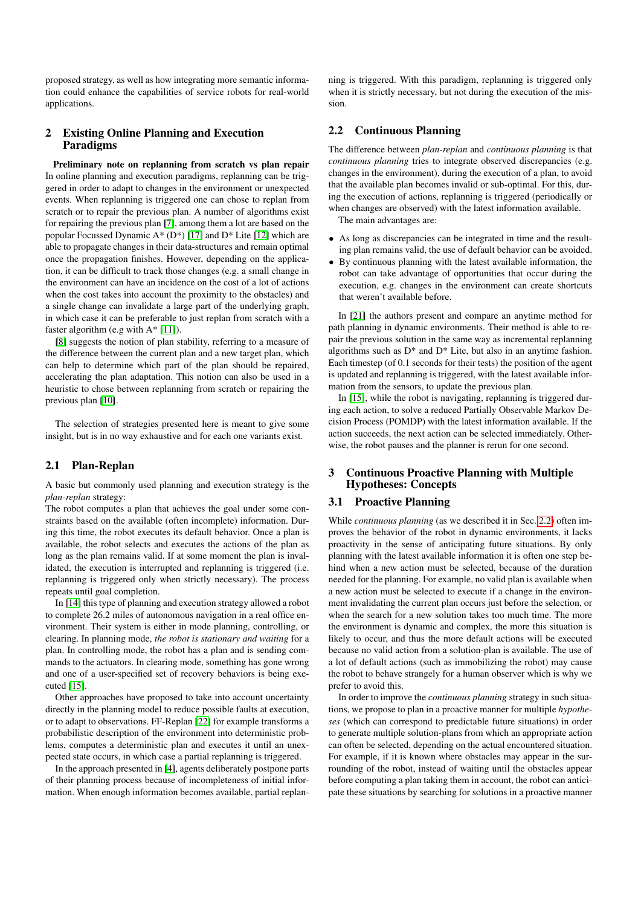proposed strategy, as well as how integrating more semantic information could enhance the capabilities of service robots for real-world applications.

## 2 Existing Online Planning and Execution Paradigms

**Preliminary note on replanning from scratch vs plan repair** In online planning and execution paradigms, replanning can be triggered in order to adapt to changes in the environment or unexpected events. When replanning is triggered one can chose to replan from scratch or to repair the previous plan. A number of algorithms exist for repairing the previous plan [7], among them a lot are based on the popular Focussed Dynamic A* (D*) [17] and D* Lite [12] which are able to propagate changes in their data-structures and remain optimal once the propagation finishes. However, depending on the application, it can be difficult to track those changes (e.g. a small change in the environment can have an incidence on the cost of a lot of actions when the cost takes into account the proximity to the obstacles) and a single change can invalidate a large part of the underlying graph, in which case it can be preferable to just replan from scratch with a faster algorithm (e.g with A* [11]).

[8] suggests the notion of plan stability, referring to a measure of the difference between the current plan and a new target plan, which can help to determine which part of the plan should be repaired, accelerating the plan adaptation. This notion can also be used in a heuristic to chose between replanning from scratch or repairing the previous plan [10].

The selection of strategies presented here is meant to give some insight, but is in no way exhaustive and for each one variants exist.

### 2.1 Plan-Replan

A basic but commonly used planning and execution strategy is the *plan-replan* strategy:
The robot computes a plan that achieves the goal under some constraints based on the available (often incomplete) information. During this time, the robot executes its default behavior. Once a plan is available, the robot selects and executes the actions of the plan as long as the plan remains valid. If at some moment the plan is invalidated, the execution is interrupted and replanning is triggered (i.e. replanning is triggered only when strictly necessary). The process repeats until goal completion.

In [14] this type of planning and execution strategy allowed a robot to complete 26.2 miles of autonomous navigation in a real office environment. Their system is either in mode planning, controlling, or clearing. In planning mode, *the robot is stationary and waiting* for a plan. In controlling mode, the robot has a plan and is sending commands to the actuators. In clearing mode, something has gone wrong and one of a user-specified set of recovery behaviors is being executed [15].

Other approaches have proposed to take into account uncertainty directly in the planning model to reduce possible faults at execution, or to adapt to observations. FF-Replan [22] for example transforms a probabilistic description of the environment into deterministic problems, computes a deterministic plan and executes it until an unexpected state occurs, in which case a partial replanning is triggered.

In the approach presented in [4], agents deliberately postpone parts of their planning process because of incompleteness of initial information. When enough information becomes available, partial replanning is triggered. With this paradigm, replanning is triggered only when it is strictly necessary, but not during the execution of the mission.

### 2.2 Continuous Planning

The difference between *plan-replan* and *continuous planning* is that *continuous planning* tries to integrate observed discrepancies (e.g. changes in the environment), during the execution of a plan, to avoid that the available plan becomes invalid or sub-optimal. For this, during the execution of actions, replanning is triggered (periodically or when changes are observed) with the latest information available.

The main advantages are:

- As long as discrepancies can be integrated in time and the resulting plan remains valid, the use of default behavior can be avoided.
- By continuous planning with the latest available information, the robot can take advantage of opportunities that occur during the execution, e.g. changes in the environment can create shortcuts that weren't available before.

In [21] the authors present and compare an anytime method for path planning in dynamic environments. Their method is able to repair the previous solution in the same way as incremental replanning algorithms such as D* and D* Lite, but also in an anytime fashion. Each timestep (of 0.1 seconds for their tests) the position of the agent is updated and replanning is triggered, with the latest available information from the sensors, to update the previous plan.

In [15], while the robot is navigating, replanning is triggered during each action, to solve a reduced Partially Observable Markov Decision Process (POMDP) with the latest information available. If the action succeeds, the next action can be selected immediately. Otherwise, the robot pauses and the planner is rerun for one second.

## 3 Continuous Proactive Planning with Multiple Hypotheses: Concepts

### 3.1 Proactive Planning

While *continuous planning* (as we described it in Sec. 2.2) often improves the behavior of the robot in dynamic environments, it lacks proactivity in the sense of anticipating future situations. By only planning with the latest available information it is often one step behind when a new action must be selected, because of the duration needed for the planning. For example, no valid plan is available when a new action must be selected to execute if a change in the environment invalidating the current plan occurs just before the selection, or when the search for a new solution takes too much time. The more the environment is dynamic and complex, the more this situation is likely to occur, and thus the more default actions will be executed because no valid action from a solution-plan is available. The use of a lot of default actions (such as immobilizing the robot) may cause the robot to behave strangely for a human observer which is why we prefer to avoid this.

In order to improve the *continuous planning* strategy in such situations, we propose to plan in a proactive manner for multiple *hypotheses* (which can correspond to predictable future situations) in order to generate multiple solution-plans from which an appropriate action can often be selected, depending on the actual encountered situation. For example, if it is known where obstacles may appear in the surrounding of the robot, instead of waiting until the obstacles appear before computing a plan taking them in account, the robot can anticipate these situations by searching for solutions in a proactive manner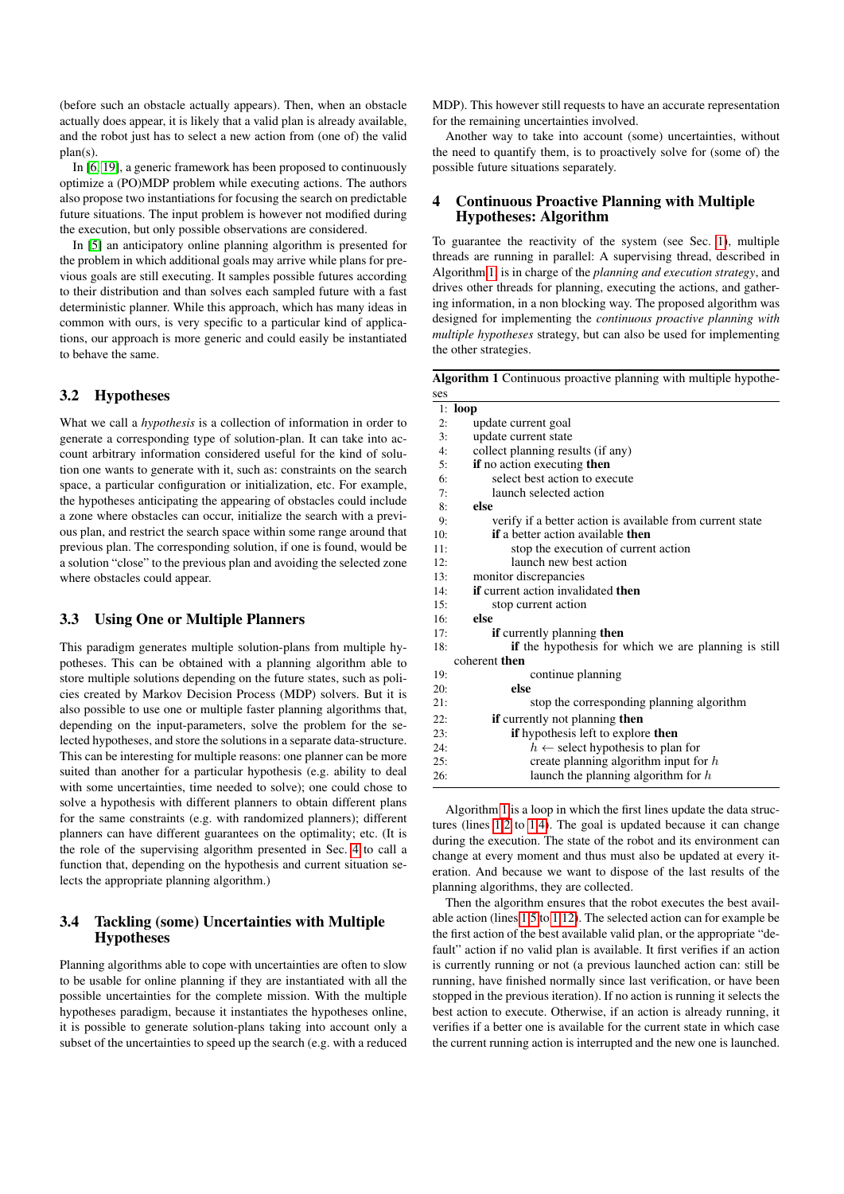(before such an obstacle actually appears). Then, when an obstacle actually does appear, it is likely that a valid plan is already available, and the robot just has to select a new action from (one of) the valid plan(s).

In [6, 19], a generic framework has been proposed to continuously optimize a (PO)MDP problem while executing actions. The authors also propose two instantiations for focusing the search on predictable future situations. The input problem is however not modified during the execution, but only possible observations are considered.

In [5] an anticipatory online planning algorithm is presented for the problem in which additional goals may arrive while plans for previous goals are still executing. It samples possible futures according to their distribution and than solves each sampled future with a fast deterministic planner. While this approach, which has many ideas in common with ours, is very specific to a particular kind of applications, our approach is more generic and could easily be instantiated to behave the same.

## 3.2 Hypotheses

What we call a *hypothesis* is a collection of information in order to generate a corresponding type of solution-plan. It can take into account arbitrary information considered useful for the kind of solution one wants to generate with it, such as: constraints on the search space, a particular configuration or initialization, etc. For example, the hypotheses anticipating the appearing of obstacles could include a zone where obstacles can occur, initialize the search with a previous plan, and restrict the search space within some range around that previous plan. The corresponding solution, if one is found, would be a solution "close" to the previous plan and avoiding the selected zone where obstacles could appear.

## 3.3 Using One or Multiple Planners

This paradigm generates multiple solution-plans from multiple hypotheses. This can be obtained with a planning algorithm able to store multiple solutions depending on the future states, such as policies created by Markov Decision Process (MDP) solvers. But it is also possible to use one or multiple faster planning algorithms that, depending on the input-parameters, solve the problem for the selected hypotheses, and store the solutions in a separate data-structure. This can be interesting for multiple reasons: one planner can be more suited than another for a particular hypothesis (e.g. ability to deal with some uncertainties, time needed to solve); one could chose to solve a hypothesis with different planners to obtain different plans for the same constraints (e.g. with randomized planners); different planners can have different guarantees on the optimality; etc. (It is the role of the supervising algorithm presented in Sec. 4 to call a function that, depending on the hypothesis and current situation selects the appropriate planning algorithm.)

## 3.4 Tackling (some) Uncertainties with Multiple Hypotheses

Planning algorithms able to cope with uncertainties are often to slow to be usable for online planning if they are instantiated with all the possible uncertainties for the complete mission. With the multiple hypotheses paradigm, because it instantiates the hypotheses online, it is possible to generate solution-plans taking into account only a subset of the uncertainties to speed up the search (e.g. with a reduced MDP). This however still requests to have an accurate representation for the remaining uncertainties involved.

Another way to take into account (some) uncertainties, without the need to quantify them, is to proactively solve for (some of) the possible future situations separately.

# 4 Continuous Proactive Planning with Multiple Hypotheses: Algorithm

To guarantee the reactivity of the system (see Sec. 1), multiple threads are running in parallel: A supervising thread, described in Algorithm 1 is in charge of the *planning and execution strategy*, and drives other threads for planning, executing the actions, and gathering information, in a non blocking way. The proposed algorithm was designed for implementing the *continuous proactive planning with multiple hypotheses* strategy, but can also be used for implementing the other strategies.

**Algorithm 1** Continuous proactive planning with multiple hypotheses

```
1:  loop
2:      update current goal
3:      update current state
4:      collect planning results (if any)
5:      if no action executing then
6:          select best action to execute
7:          launch selected action
8:      else
9:          verify if a better action is available from current state
10:         if a better action available then
11:             stop the execution of current action
12:             launch new best action
13:     monitor discrepancies
14:     if current action invalidated then
15:         stop current action
16:     else
17:         if currently planning then
18:             if the hypothesis for which we are planning is still
                coherent then
19:                 continue planning
20:             else
21:                 stop the corresponding planning algorithm
22:         if currently not planning then
23:             if hypothesis left to explore then
24:                 h ← select hypothesis to plan for
25:                 create planning algorithm input for h
26:                 launch the planning algorithm for h
```

Algorithm 1 is a loop in which the first lines update the data structures (lines 1.2 to 1.4). The goal is updated because it can change during the execution. The state of the robot and its environment can change at every moment and thus must also be updated at every iteration. And because we want to dispose of the last results of the planning algorithms, they are collected.

Then the algorithm ensures that the robot executes the best available action (lines 1.5 to 1.12). The selected action can for example be the first action of the best available valid plan, or the appropriate "default" action if no valid plan is available. It first verifies if an action is currently running or not (a previous launched action can: still be running, have finished normally since last verification, or have been stopped in the previous iteration). If no action is running it selects the best action to execute. Otherwise, if an action is already running, it verifies if a better one is available for the current state in which case the current running action is interrupted and the new one is launched.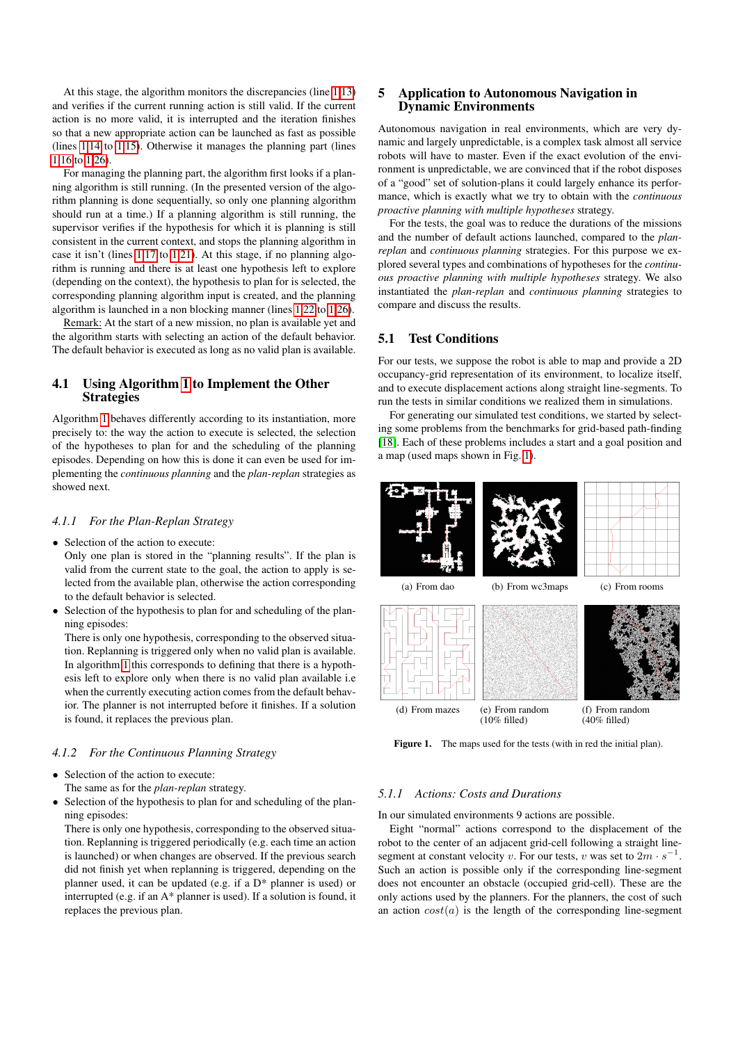At this stage, the algorithm monitors the discrepancies (line 1.13) and verifies if the current running action is still valid. If the current action is no more valid, it is interrupted and the iteration finishes so that a new appropriate action can be launched as fast as possible (lines 1.14 to 1.15). Otherwise it manages the planning part (lines 1.16 to 1.26).

For managing the planning part, the algorithm first looks if a planning algorithm is still running. (In the presented version of the algorithm planning is done sequentially, so only one planning algorithm should run at a time.) If a planning algorithm is still running, the supervisor verifies if the hypothesis for which it is planning is still consistent in the current context, and stops the planning algorithm in case it isn't (lines 1.17 to 1.21). At this stage, if no planning algorithm is running and there is at least one hypothesis left to explore (depending on the context), the hypothesis to plan for is selected, the corresponding planning algorithm input is created, and the planning algorithm is launched in a non blocking manner (lines 1.22 to 1.26).

Remark: At the start of a new mission, no plan is available yet and the algorithm starts with selecting an action of the default behavior. The default behavior is executed as long as no valid plan is available.

### 4.1 Using Algorithm 1 to Implement the Other Strategies

Algorithm 1 behaves differently according to its instantiation, more precisely to: the way the action to execute is selected, the selection of the hypotheses to plan for and the scheduling of the planning episodes. Depending on how this is done it can even be used for implementing the *continuous planning* and the *plan-replan* strategies as showed next.

#### 4.1.1 For the Plan-Replan Strategy

- Selection of the action to execute:
  Only one plan is stored in the "planning results". If the plan is valid from the current state to the goal, the action to apply is selected from the available plan, otherwise the action corresponding to the default behavior is selected.
- Selection of the hypothesis to plan for and scheduling of the planning episodes:
  There is only one hypothesis, corresponding to the observed situation. Replanning is triggered only when no valid plan is available. In algorithm 1 this corresponds to defining that there is a hypothesis left to explore only when there is no valid plan available i.e when the currently executing action comes from the default behavior. The planner is not interrupted before it finishes. If a solution is found, it replaces the previous plan.

#### 4.1.2 For the Continuous Planning Strategy

- Selection of the action to execute:
  The same as for the *plan-replan* strategy.
- Selection of the hypothesis to plan for and scheduling of the planning episodes:
  There is only one hypothesis, corresponding to the observed situation. Replanning is triggered periodically (e.g. each time an action is launched) or when changes are observed. If the previous search did not finish yet when replanning is triggered, depending on the planner used, it can be updated (e.g. if a D* planner is used) or interrupted (e.g. if an A* planner is used). If a solution is found, it replaces the previous plan.

## 5 Application to Autonomous Navigation in Dynamic Environments

Autonomous navigation in real environments, which are very dynamic and largely unpredictable, is a complex task almost all service robots will have to master. Even if the exact evolution of the environment is unpredictable, we are convinced that if the robot disposes of a "good" set of solution-plans it could largely enhance its performance, which is exactly what we try to obtain with the *continuous proactive planning with multiple hypotheses* strategy.

For the tests, the goal was to reduce the durations of the missions and the number of default actions launched, compared to the *plan-replan* and *continuous planning* strategies. For this purpose we explored several types and combinations of hypotheses for the *continuous proactive planning with multiple hypotheses* strategy. We also instantiated the *plan-replan* and *continuous planning* strategies to compare and discuss the results.

### 5.1 Test Conditions

For our tests, we suppose the robot is able to map and provide a 2D occupancy-grid representation of its environment, to localize itself, and to execute displacement actions along straight line-segments. To run the tests in similar conditions we realized them in simulations.

For generating our simulated test conditions, we started by selecting some problems from the benchmarks for grid-based path-finding [18]. Each of these problems includes a start and a goal position and a map (used maps shown in Fig. 1).

(a) From dao (b) From wc3maps (c) From rooms
(d) From mazes (e) From random (10% filled) (f) From random (40% filled)

**Figure 1.** The maps used for the tests (with in red the initial plan).

#### 5.1.1 Actions: Costs and Durations

In our simulated environments 9 actions are possible.

Eight "normal" actions correspond to the displacement of the robot to the center of an adjacent grid-cell following a straight line-segment at constant velocity $v$. For our tests, $v$ was set to $2m \cdot s^{-1}$. Such an action is possible only if the corresponding line-segment does not encounter an obstacle (occupied grid-cell). These are the only actions used by the planners. For the planners, the cost of such an action $cost(a)$ is the length of the corresponding line-segment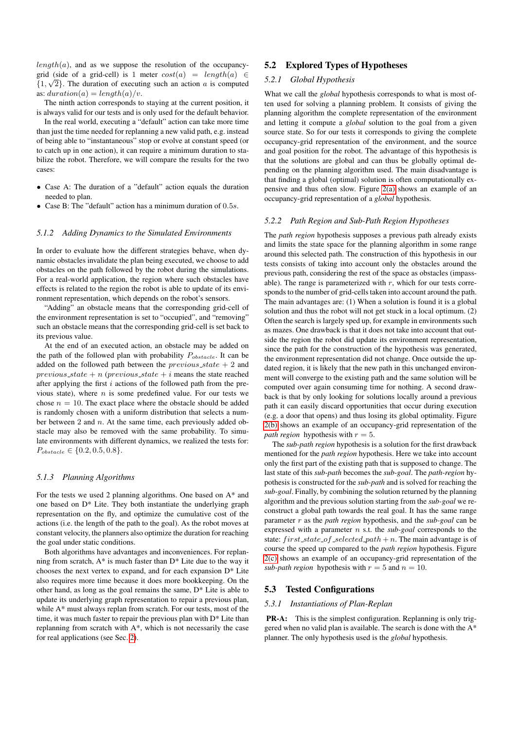$length(a)$, and as we suppose the resolution of the occupancy-grid (side of a grid-cell) is 1 meter $cost(a) = length(a) \in \{1, \sqrt{2}\}$. The duration of executing such an action $a$ is computed as: $duration(a) = length(a)/v$.

The ninth action corresponds to staying at the current position, it is always valid for our tests and is only used for the default behavior.

In the real world, executing a "default" action can take more time than just the time needed for replanning a new valid path, e.g. instead of being able to "instantaneous" stop or evolve at constant speed (or to catch up in one action), it can require a minimum duration to stabilize the robot. Therefore, we will compare the results for the two cases:

- Case A: The duration of a "default" action equals the duration needed to plan.
- Case B: The "default" action has a minimum duration of $0.5s$.

#### 5.1.2 Adding Dynamics to the Simulated Environments

In order to evaluate how the different strategies behave, when dynamic obstacles invalidate the plan being executed, we choose to add obstacles on the path followed by the robot during the simulations. For a real-world application, the region where such obstacles have effects is related to the region the robot is able to update of its environment representation, which depends on the robot's sensors.

"Adding" an obstacle means that the corresponding grid-cell of the environment representation is set to "occupied", and "removing" such an obstacle means that the corresponding grid-cell is set back to its previous value.

At the end of an executed action, an obstacle may be added on the path of the followed plan with probability $P_{obstacle}$. It can be added on the followed path between the $previous\_state + 2$ and $previous\_state + n$ ($previous\_state + i$ means the state reached after applying the first $i$ actions of the followed path from the previous state), where $n$ is some predefined value. For our tests we chose $n = 10$. The exact place where the obstacle should be added is randomly chosen with a uniform distribution that selects a number between 2 and $n$. At the same time, each previously added obstacle may also be removed with the same probability. To simulate environments with different dynamics, we realized the tests for: $P_{obstacle} \in \{0.2, 0.5, 0.8\}$.

#### 5.1.3 Planning Algorithms

For the tests we used 2 planning algorithms. One based on A* and one based on D* Lite. They both instantiate the underlying graph representation on the fly, and optimize the cumulative cost of the actions (i.e. the length of the path to the goal). As the robot moves at constant velocity, the planners also optimize the duration for reaching the goal under static conditions.

Both algorithms have advantages and inconveniences. For replanning from scratch, A* is much faster than D* Lite due to the way it chooses the next vertex to expand, and for each expansion D* Lite also requires more time because it does more bookkeeping. On the other hand, as long as the goal remains the same, D* Lite is able to update its underlying graph representation to repair a previous plan, while A* must always replan from scratch. For our tests, most of the time, it was much faster to repair the previous plan with D* Lite than replanning from scratch with A*, which is not necessarily the case for real applications (see Sec. 2).

### 5.2 Explored Types of Hypotheses

#### 5.2.1 Global Hypothesis

What we call the *global* hypothesis corresponds to what is most often used for solving a planning problem. It consists of giving the planning algorithm the complete representation of the environment and letting it compute a *global* solution to the goal from a given source state. So for our tests it corresponds to giving the complete occupancy-grid representation of the environment, and the source and goal position for the robot. The advantage of this hypothesis is that the solutions are global and can thus be globally optimal depending on the planning algorithm used. The main disadvantage is that finding a global (optimal) solution is often computationally expensive and thus often slow. Figure 2(a) shows an example of an occupancy-grid representation of a *global* hypothesis.

#### 5.2.2 Path Region and Sub-Path Region Hypotheses

The *path region* hypothesis supposes a previous path already exists and limits the state space for the planning algorithm in some range around this selected path. The construction of this hypothesis in our tests consists of taking into account only the obstacles around the previous path, considering the rest of the space as obstacles (impassable). The range is parameterized with $r$, which for our tests corresponds to the number of grid-cells taken into account around the path. The main advantages are: (1) When a solution is found it is a global solution and thus the robot will not get stuck in a local optimum. (2) Often the search is largely sped up, for example in environments such as mazes. One drawback is that it does not take into account that outside the region the robot did update its environment representation, since the path for the construction of the hypothesis was generated, the environment representation did not change. Once outside the updated region, it is likely that the new path in this unchanged environment will converge to the existing path and the same solution will be computed over again consuming time for nothing. A second drawback is that by only looking for solutions locally around a previous path it can easily discard opportunities that occur during execution (e.g. a door that opens) and thus losing its global optimality. Figure 2(b) shows an example of an occupancy-grid representation of the *path region* hypothesis with $r = 5$.

The *sub-path region* hypothesis is a solution for the first drawback mentioned for the *path region* hypothesis. Here we take into account only the first part of the existing path that is supposed to change. The last state of this *sub-path* becomes the *sub-goal*. The *path-region* hypothesis is constructed for the *sub-path* and is solved for reaching the *sub-goal*. Finally, by combining the solution returned by the planning algorithm and the previous solution starting from the *sub-goal* we reconstruct a global path towards the real goal. It has the same range parameter $r$ as the *path region* hypothesis, and the *sub-goal* can be expressed with a parameter $n$ s.t. the *sub-goal* corresponds to the state: $first\_state\_of\_selected\_path + n$. The main advantage is of course the speed up compared to the *path region* hypothesis. Figure 2(c) shows an example of an occupancy-grid representation of the *sub-path region* hypothesis with $r = 5$ and $n = 10$.

### 5.3 Tested Configurations

#### 5.3.1 Instantiations of Plan-Replan

**PR-A:** This is the simplest configuration. Replanning is only triggered when no valid plan is available. The search is done with the A* planner. The only hypothesis used is the *global* hypothesis.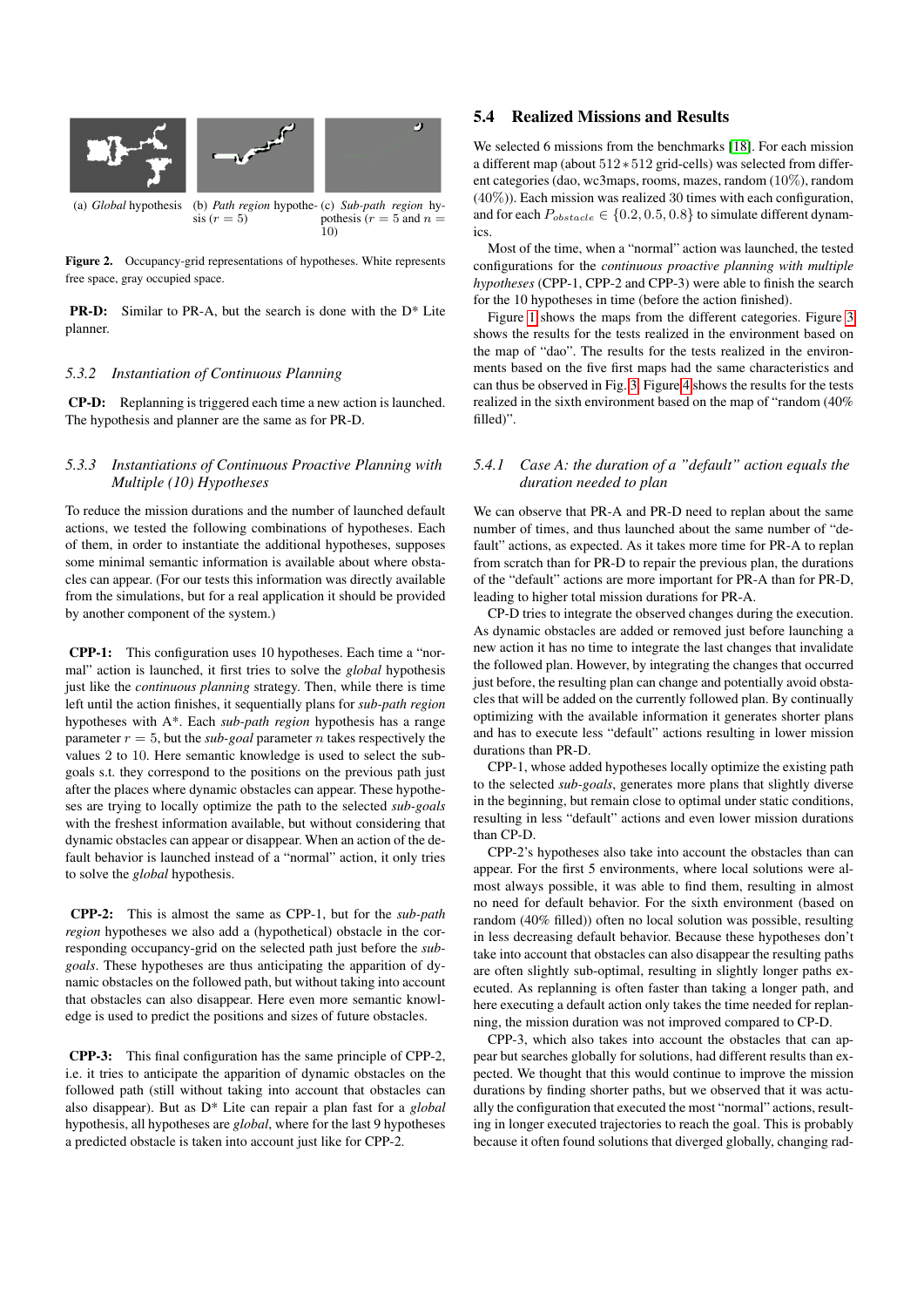(a) *Global* hypothesis (b) *Path region* hypothesis ($r = 5$) (c) *Sub-path region* hypothesis ($r = 5$ and $n = 10$)

**Figure 2.** Occupancy-grid representations of hypotheses. White represents free space, gray occupied space.

**PR-D:** Similar to PR-A, but the search is done with the D* Lite planner.

### 5.3.2 Instantiation of Continuous Planning

**CP-D:** Replanning is triggered each time a new action is launched. The hypothesis and planner are the same as for PR-D.

### 5.3.3 Instantiations of Continuous Proactive Planning with Multiple (10) Hypotheses

To reduce the mission durations and the number of launched default actions, we tested the following combinations of hypotheses. Each of them, in order to instantiate the additional hypotheses, supposes some minimal semantic information is available about where obstacles can appear. (For our tests this information was directly available from the simulations, but for a real application it should be provided by another component of the system.)

**CPP-1:** This configuration uses 10 hypotheses. Each time a "normal" action is launched, it first tries to solve the *global* hypothesis just like the *continuous planning* strategy. Then, while there is time left until the action finishes, it sequentially plans for *sub-path region* hypotheses with A*. Each *sub-path region* hypothesis has a range parameter $r = 5$, but the *sub-goal* parameter $n$ takes respectively the values 2 to 10. Here semantic knowledge is used to select the sub-goals s.t. they correspond to the positions on the previous path just after the places where dynamic obstacles can appear. These hypotheses are trying to locally optimize the path to the selected *sub-goals* with the freshest information available, but without considering that dynamic obstacles can appear or disappear. When an action of the default behavior is launched instead of a "normal" action, it only tries to solve the *global* hypothesis.

**CPP-2:** This is almost the same as CPP-1, but for the *sub-path region* hypotheses we also add a (hypothetical) obstacle in the corresponding occupancy-grid on the selected path just before the *sub-goals*. These hypotheses are thus anticipating the apparition of dynamic obstacles on the followed path, but without taking into account that obstacles can also disappear. Here even more semantic knowledge is used to predict the positions and sizes of future obstacles.

**CPP-3:** This final configuration has the same principle of CPP-2, i.e. it tries to anticipate the apparition of dynamic obstacles on the followed path (still without taking into account that obstacles can also disappear). But as D* Lite can repair a plan fast for a *global* hypothesis, all hypotheses are *global*, where for the last 9 hypotheses a predicted obstacle is taken into account just like for CPP-2.

## 5.4 Realized Missions and Results

We selected 6 missions from the benchmarks [18]. For each mission a different map (about $512 * 512$ grid-cells) was selected from different categories (dao, wc3maps, rooms, mazes, random (10%), random (40%)). Each mission was realized 30 times with each configuration, and for each $P_{obstacle} \in \{0.2, 0.5, 0.8\}$ to simulate different dynamics.

Most of the time, when a "normal" action was launched, the tested configurations for the *continuous proactive planning with multiple hypotheses* (CPP-1, CPP-2 and CPP-3) were able to finish the search for the 10 hypotheses in time (before the action finished).

Figure 1 shows the maps from the different categories. Figure 3 shows the results for the tests realized in the environment based on the map of "dao". The results for the tests realized in the environments based on the five first maps had the same characteristics and can thus be observed in Fig. 3. Figure 4 shows the results for the tests realized in the sixth environment based on the map of "random (40% filled)".

### 5.4.1 Case A: the duration of a "default" action equals the duration needed to plan

We can observe that PR-A and PR-D need to replan about the same number of times, and thus launched about the same number of "default" actions, as expected. As it takes more time for PR-A to replan from scratch than for PR-D to repair the previous plan, the durations of the "default" actions are more important for PR-A than for PR-D, leading to higher total mission durations for PR-A.

CP-D tries to integrate the observed changes during the execution. As dynamic obstacles are added or removed just before launching a new action it has no time to integrate the last changes that invalidate the followed plan. However, by integrating the changes that occurred just before, the resulting plan can change and potentially avoid obstacles that will be added on the currently followed plan. By continually optimizing with the available information it generates shorter plans and has to execute less "default" actions resulting in lower mission durations than PR-D.

CPP-1, whose added hypotheses locally optimize the existing path to the selected *sub-goals*, generates more plans that slightly diverse in the beginning, but remain close to optimal under static conditions, resulting in less "default" actions and even lower mission durations than CP-D.

CPP-2's hypotheses also take into account the obstacles than can appear. For the first 5 environments, where local solutions were almost always possible, it was able to find them, resulting in almost no need for default behavior. For the sixth environment (based on random (40% filled)) often no local solution was possible, resulting in less decreasing default behavior. Because these hypotheses don't take into account that obstacles can also disappear the resulting paths are often slightly sub-optimal, resulting in slightly longer paths executed. As replanning is often faster than taking a longer path, and here executing a default action only takes the time needed for replanning, the mission duration was not improved compared to CP-D.

CPP-3, which also takes into account the obstacles that can appear but searches globally for solutions, had different results than expected. We thought that this would continue to improve the mission durations by finding shorter paths, but we observed that it was actually the configuration that executed the most "normal" actions, resulting in longer executed trajectories to reach the goal. This is probably because it often found solutions that diverged globally, changing rad-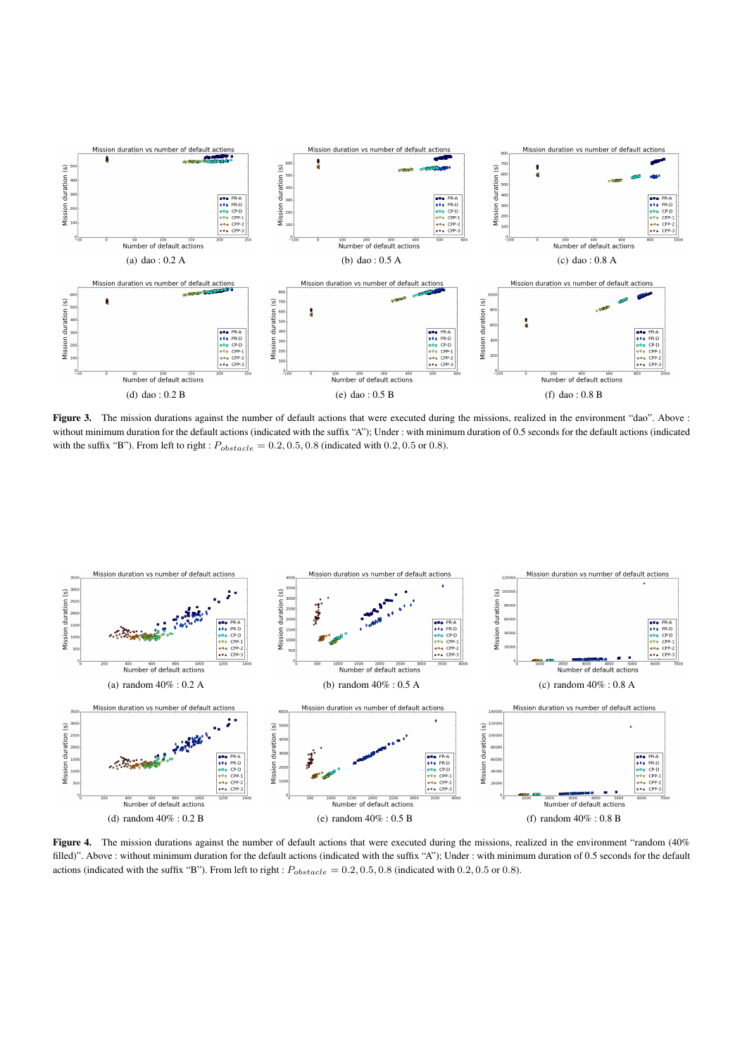(a) dao : 0.2 A

(b) dao : 0.5 A

(c) dao : 0.8 A

(d) dao : 0.2 B

(e) dao : 0.5 B

(f) dao : 0.8 B

**Figure 3.** The mission durations against the number of default actions that were executed during the missions, realized in the environment "dao". Above : without minimum duration for the default actions (indicated with the suffix "A"); Under : with minimum duration of 0.5 seconds for the default actions (indicated with the suffix "B"). From left to right : $P_{obstacle} = 0.2, 0.5, 0.8$ (indicated with 0.2, 0.5 or 0.8).

(a) random 40% : 0.2 A

(b) random 40% : 0.5 A

(c) random 40% : 0.8 A

(d) random 40% : 0.2 B

(e) random 40% : 0.5 B

(f) random 40% : 0.8 B

**Figure 4.** The mission durations against the number of default actions that were executed during the missions, realized in the environment "random (40% filled)". Above : without minimum duration for the default actions (indicated with the suffix "A"); Under : with minimum duration of 0.5 seconds for the default actions (indicated with the suffix "B"). From left to right : $P_{obstacle} = 0.2, 0.5, 0.8$ (indicated with 0.2, 0.5 or 0.8).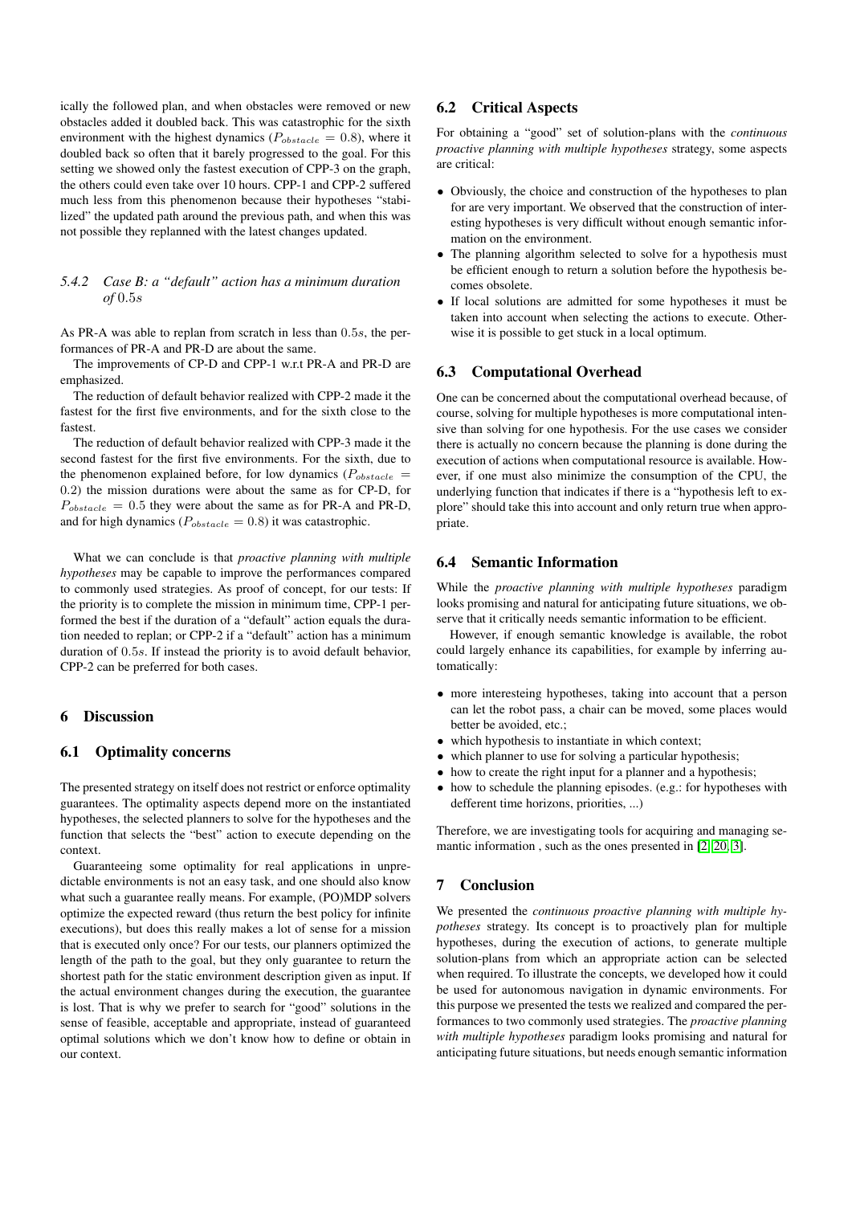ically the followed plan, and when obstacles were removed or new obstacles added it doubled back. This was catastrophic for the sixth environment with the highest dynamics ($P_{obstacle} = 0.8$), where it doubled back so often that it barely progressed to the goal. For this setting we showed only the fastest execution of CPP-3 on the graph, the others could even take over 10 hours. CPP-1 and CPP-2 suffered much less from this phenomenon because their hypotheses "stabilized" the updated path around the previous path, and when this was not possible they replanned with the latest changes updated.

#### 5.4.2 Case B: a "default" action has a minimum duration of $0.5s$

As PR-A was able to replan from scratch in less than $0.5s$, the performances of PR-A and PR-D are about the same.

The improvements of CP-D and CPP-1 w.r.t PR-A and PR-D are emphasized.

The reduction of default behavior realized with CPP-2 made it the fastest for the first five environments, and for the sixth close to the fastest.

The reduction of default behavior realized with CPP-3 made it the second fastest for the first five environments. For the sixth, due to the phenomenon explained before, for low dynamics ($P_{obstacle} = 0.2$) the mission durations were about the same as for CP-D, for $P_{obstacle} = 0.5$ they were about the same as for PR-A and PR-D, and for high dynamics ($P_{obstacle} = 0.8$) it was catastrophic.

What we can conclude is that *proactive planning with multiple hypotheses* may be capable to improve the performances compared to commonly used strategies. As proof of concept, for our tests: If the priority is to complete the mission in minimum time, CPP-1 performed the best if the duration of a "default" action equals the duration needed to replan; or CPP-2 if a "default" action has a minimum duration of $0.5s$. If instead the priority is to avoid default behavior, CPP-2 can be preferred for both cases.

## 6 Discussion

### 6.1 Optimality concerns

The presented strategy on itself does not restrict or enforce optimality guarantees. The optimality aspects depend more on the instantiated hypotheses, the selected planners to solve for the hypotheses and the function that selects the "best" action to execute depending on the context.

Guaranteeing some optimality for real applications in unpredictable environments is not an easy task, and one should also know what such a guarantee really means. For example, (PO)MDP solvers optimize the expected reward (thus return the best policy for infinite executions), but does this really makes a lot of sense for a mission that is executed only once? For our tests, our planners optimized the length of the path to the goal, but they only guarantee to return the shortest path for the static environment description given as input. If the actual environment changes during the execution, the guarantee is lost. That is why we prefer to search for "good" solutions in the sense of feasible, acceptable and appropriate, instead of guaranteed optimal solutions which we don't know how to define or obtain in our context.

### 6.2 Critical Aspects

For obtaining a "good" set of solution-plans with the *continuous proactive planning with multiple hypotheses* strategy, some aspects are critical:

- Obviously, the choice and construction of the hypotheses to plan for are very important. We observed that the construction of interesting hypotheses is very difficult without enough semantic information on the environment.
- The planning algorithm selected to solve for a hypothesis must be efficient enough to return a solution before the hypothesis becomes obsolete.
- If local solutions are admitted for some hypotheses it must be taken into account when selecting the actions to execute. Otherwise it is possible to get stuck in a local optimum.

### 6.3 Computational Overhead

One can be concerned about the computational overhead because, of course, solving for multiple hypotheses is more computational intensive than solving for one hypothesis. For the use cases we consider there is actually no concern because the planning is done during the execution of actions when computational resource is available. However, if one must also minimize the consumption of the CPU, the underlying function that indicates if there is a "hypothesis left to explore" should take this into account and only return true when appropriate.

### 6.4 Semantic Information

While the *proactive planning with multiple hypotheses* paradigm looks promising and natural for anticipating future situations, we observe that it critically needs semantic information to be efficient.

However, if enough semantic knowledge is available, the robot could largely enhance its capabilities, for example by inferring automatically:

- more interesteing hypotheses, taking into account that a person can let the robot pass, a chair can be moved, some places would better be avoided, etc.;
- which hypothesis to instantiate in which context;
- which planner to use for solving a particular hypothesis;
- how to create the right input for a planner and a hypothesis;
- how to schedule the planning episodes. (e.g.: for hypotheses with defferent time horizons, priorities, ...)

Therefore, we are investigating tools for acquiring and managing semantic information , such as the ones presented in [2, 20, 3].

## 7 Conclusion

We presented the *continuous proactive planning with multiple hypotheses* strategy. Its concept is to proactively plan for multiple hypotheses, during the execution of actions, to generate multiple solution-plans from which an appropriate action can be selected when required. To illustrate the concepts, we developed how it could be used for autonomous navigation in dynamic environments. For this purpose we presented the tests we realized and compared the performances to two commonly used strategies. The *proactive planning with multiple hypotheses* paradigm looks promising and natural for anticipating future situations, but needs enough semantic information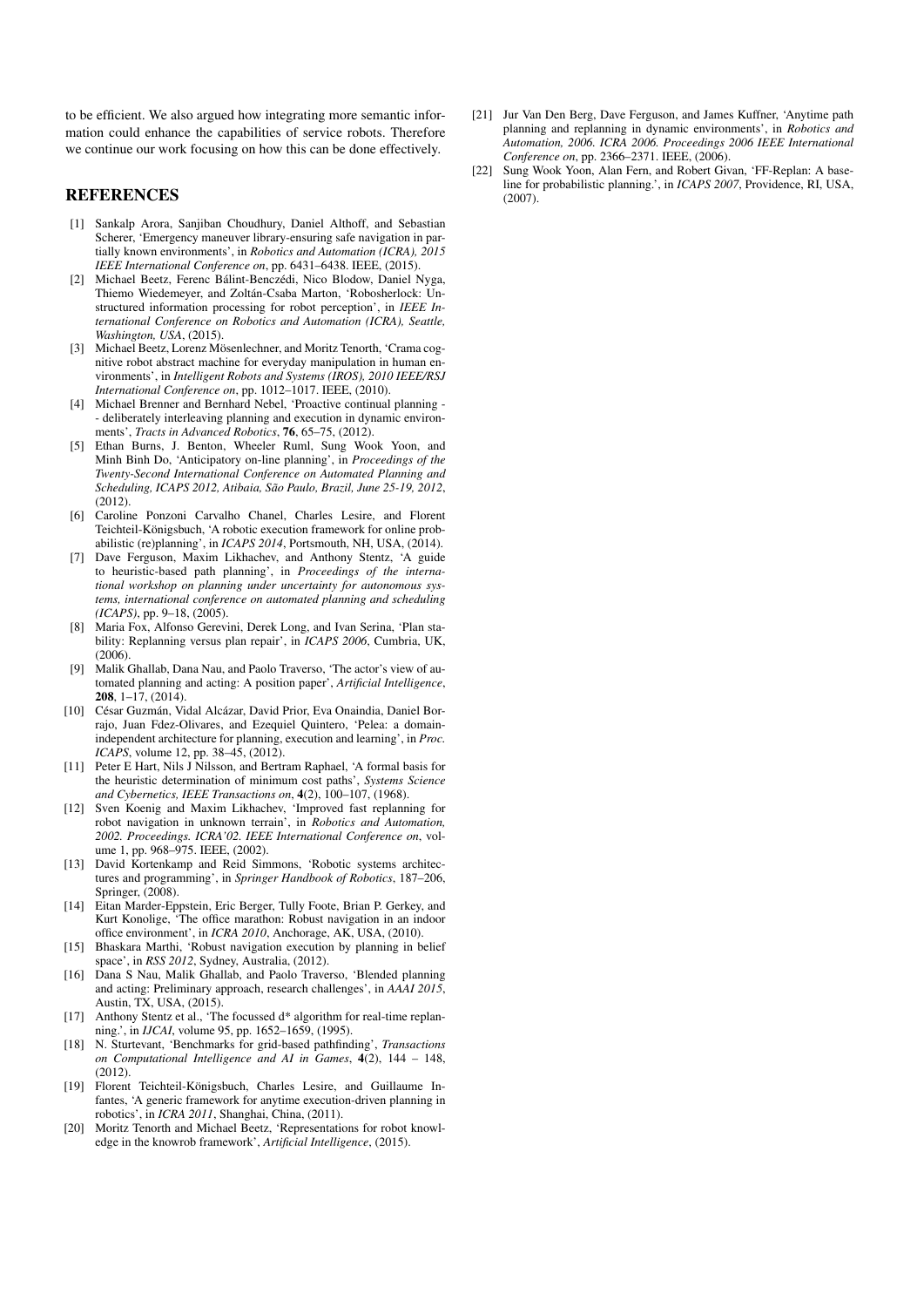to be efficient. We also argued how integrating more semantic information could enhance the capabilities of service robots. Therefore we continue our work focusing on how this can be done effectively.

## REFERENCES

[1] Sankalp Arora, Sanjiban Choudhury, Daniel Althoff, and Sebastian Scherer, 'Emergency maneuver library-ensuring safe navigation in partially known environments', in *Robotics and Automation (ICRA), 2015 IEEE International Conference on*, pp. 6431–6438. IEEE, (2015).

[2] Michael Beetz, Ferenc Bálint-Benczédi, Nico Blodow, Daniel Nyga, Thiemo Wiedemeyer, and Zoltán-Csaba Marton, 'Robosherlock: Unstructured information processing for robot perception', in *IEEE International Conference on Robotics and Automation (ICRA), Seattle, Washington, USA*, (2015).

[3] Michael Beetz, Lorenz Mösenlechner, and Moritz Tenorth, 'Crama cognitive robot abstract machine for everyday manipulation in human environments', in *Intelligent Robots and Systems (IROS), 2010 IEEE/RSJ International Conference on*, pp. 1012–1017. IEEE, (2010).

[4] Michael Brenner and Bernhard Nebel, 'Proactive continual planning - - deliberately interleaving planning and execution in dynamic environments', *Tracts in Advanced Robotics*, **76**, 65–75, (2012).

[5] Ethan Burns, J. Benton, Wheeler Ruml, Sung Wook Yoon, and Minh Binh Do, 'Anticipatory on-line planning', in *Proceedings of the Twenty-Second International Conference on Automated Planning and Scheduling, ICAPS 2012, Atibaia, São Paulo, Brazil, June 25-19, 2012*, (2012).

[6] Caroline Ponzoni Carvalho Chanel, Charles Lesire, and Florent Teichteil-Königsbuch, 'A robotic execution framework for online probabilistic (re)planning', in *ICAPS 2014*, Portsmouth, NH, USA, (2014).

[7] Dave Ferguson, Maxim Likhachev, and Anthony Stentz, 'A guide to heuristic-based path planning', in *Proceedings of the international workshop on planning under uncertainty for autonomous systems, international conference on automated planning and scheduling (ICAPS)*, pp. 9–18, (2005).

[8] Maria Fox, Alfonso Gerevini, Derek Long, and Ivan Serina, 'Plan stability: Replanning versus plan repair', in *ICAPS 2006*, Cumbria, UK, (2006).

[9] Malik Ghallab, Dana Nau, and Paolo Traverso, 'The actor's view of automated planning and acting: A position paper', *Artificial Intelligence*, **208**, 1–17, (2014).

[10] César Guzmán, Vidal Alcázar, David Prior, Eva Onaindia, Daniel Borrajo, Juan Fdez-Olivares, and Ezequiel Quintero, 'Pelea: a domain-independent architecture for planning, execution and learning', in *Proc. ICAPS*, volume 12, pp. 38–45, (2012).

[11] Peter E Hart, Nils J Nilsson, and Bertram Raphael, 'A formal basis for the heuristic determination of minimum cost paths', *Systems Science and Cybernetics, IEEE Transactions on*, **4**(2), 100–107, (1968).

[12] Sven Koenig and Maxim Likhachev, 'Improved fast replanning for robot navigation in unknown terrain', in *Robotics and Automation, 2002. Proceedings. ICRA'02. IEEE International Conference on*, volume 1, pp. 968–975. IEEE, (2002).

[13] David Kortenkamp and Reid Simmons, 'Robotic systems architectures and programming', in *Springer Handbook of Robotics*, 187–206, Springer, (2008).

[14] Eitan Marder-Eppstein, Eric Berger, Tully Foote, Brian P. Gerkey, and Kurt Konolige, 'The office marathon: Robust navigation in an indoor office environment', in *ICRA 2010*, Anchorage, AK, USA, (2010).

[15] Bhaskara Marthi, 'Robust navigation execution by planning in belief space', in *RSS 2012*, Sydney, Australia, (2012).

[16] Dana S Nau, Malik Ghallab, and Paolo Traverso, 'Blended planning and acting: Preliminary approach, research challenges', in *AAAI 2015*, Austin, TX, USA, (2015).

[17] Anthony Stentz et al., 'The focussed d* algorithm for real-time replanning.', in *IJCAI*, volume 95, pp. 1652–1659, (1995).

[18] N. Sturtevant, 'Benchmarks for grid-based pathfinding', *Transactions on Computational Intelligence and AI in Games*, **4**(2), 144 – 148, (2012).

[19] Florent Teichteil-Königsbuch, Charles Lesire, and Guillaume Infantes, 'A generic framework for anytime execution-driven planning in robotics', in *ICRA 2011*, Shanghai, China, (2011).

[20] Moritz Tenorth and Michael Beetz, 'Representations for robot knowledge in the knowrob framework', *Artificial Intelligence*, (2015).

[21] Jur Van Den Berg, Dave Ferguson, and James Kuffner, 'Anytime path planning and replanning in dynamic environments', in *Robotics and Automation, 2006. ICRA 2006. Proceedings 2006 IEEE International Conference on*, pp. 2366–2371. IEEE, (2006).

[22] Sung Wook Yoon, Alan Fern, and Robert Givan, 'FF-Replan: A baseline for probabilistic planning.', in *ICAPS 2007*, Providence, RI, USA, (2007).